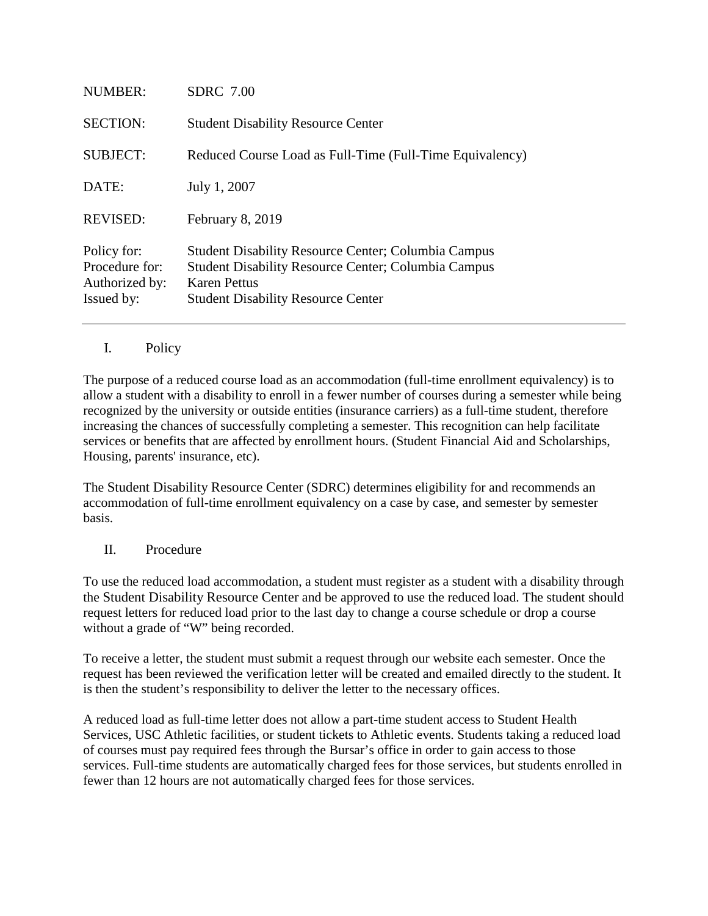| | |
|---|---|
| NUMBER: | SDRC 7.00 |
| SECTION: | Student Disability Resource Center |
| SUBJECT: | Reduced Course Load as Full-Time (Full-Time Equivalency) |
| DATE: | July 1, 2007 |
| REVISED: | February 8, 2019 |
| Policy for: | Student Disability Resource Center; Columbia Campus |
| Procedure for: | Student Disability Resource Center; Columbia Campus |
| Authorized by: | Karen Pettus |
| Issued by: | Student Disability Resource Center |

---

## I. Policy

The purpose of a reduced course load as an accommodation (full-time enrollment equivalency) is to allow a student with a disability to enroll in a fewer number of courses during a semester while being recognized by the university or outside entities (insurance carriers) as a full-time student, therefore increasing the chances of successfully completing a semester. This recognition can help facilitate services or benefits that are affected by enrollment hours. (Student Financial Aid and Scholarships, Housing, parents' insurance, etc).

The Student Disability Resource Center (SDRC) determines eligibility for and recommends an accommodation of full-time enrollment equivalency on a case by case, and semester by semester basis.

## II. Procedure

To use the reduced load accommodation, a student must register as a student with a disability through the Student Disability Resource Center and be approved to use the reduced load. The student should request letters for reduced load prior to the last day to change a course schedule or drop a course without a grade of "W" being recorded.

To receive a letter, the student must submit a request through our website each semester. Once the request has been reviewed the verification letter will be created and emailed directly to the student. It is then the student's responsibility to deliver the letter to the necessary offices.

A reduced load as full-time letter does not allow a part-time student access to Student Health Services, USC Athletic facilities, or student tickets to Athletic events. Students taking a reduced load of courses must pay required fees through the Bursar's office in order to gain access to those services. Full-time students are automatically charged fees for those services, but students enrolled in fewer than 12 hours are not automatically charged fees for those services.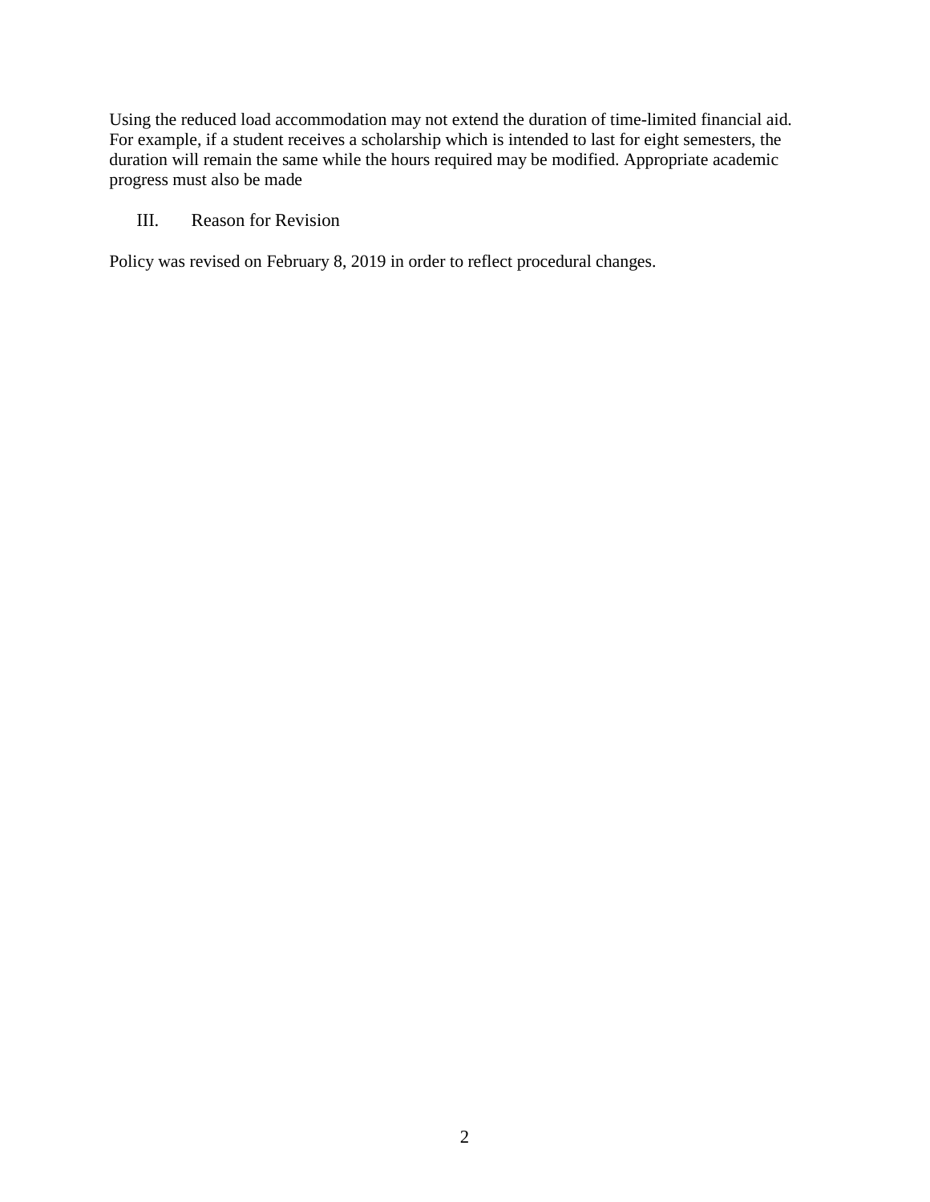Using the reduced load accommodation may not extend the duration of time-limited financial aid. For example, if a student receives a scholarship which is intended to last for eight semesters, the duration will remain the same while the hours required may be modified. Appropriate academic progress must also be made

## III. Reason for Revision

Policy was revised on February 8, 2019 in order to reflect procedural changes.